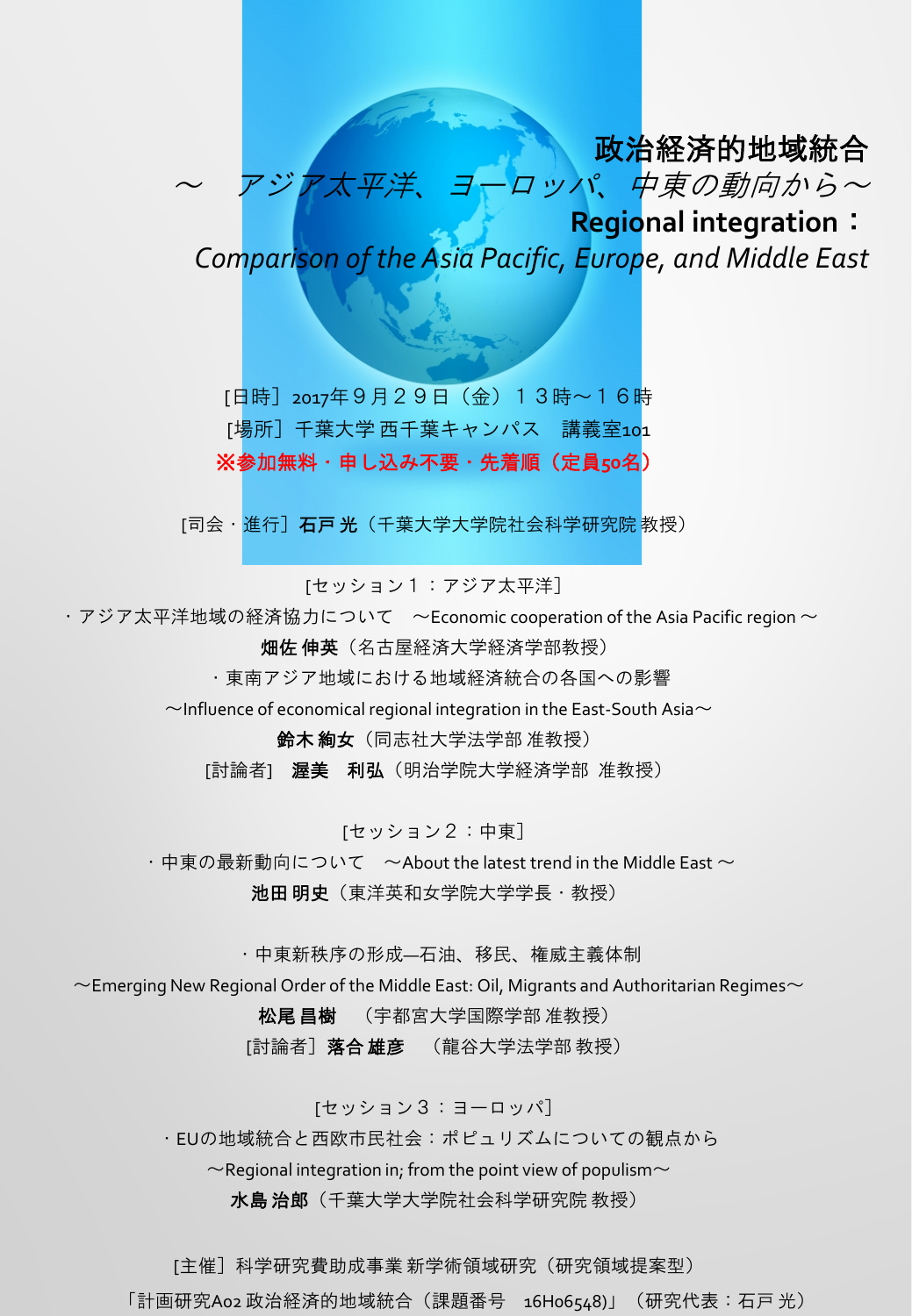# 政治経済的地域統合

*～　アジア太平洋、ヨーロッパ、中東の動向から～*

## Regional integration：

*Comparison of the Asia Pacific, Europe, and Middle East*

[日時］2017年９月２９日（金）１３時～１６時

[場所］千葉大学 西千葉キャンパス　講義室101

**※参加無料・申し込み不要・先着順（定員50名）**

[司会・進行］**石戸 光**（千葉大学大学院社会科学研究院 教授）

[セッション１：アジア太平洋］

・アジア太平洋地域の経済協力について　～Economic cooperation of the Asia Pacific region ～

**畑佐 伸英**（名古屋経済大学経済学部教授）

・東南アジア地域における地域経済統合の各国への影響

～Influence of economical regional integration in the East-South Asia～

**鈴木 絢女**（同志社大学法学部 准教授）

[討論者］　**渥美　利弘**（明治学院大学経済学部　准教授）

[セッション２：中東］

・中東の最新動向について　～About the latest trend in the Middle East ～

**池田 明史**（東洋英和女学院大学学長・教授）

・中東新秩序の形成—石油、移民、権威主義体制

～Emerging New Regional Order of the Middle East: Oil, Migrants and Authoritarian Regimes～

**松尾 昌樹**　（宇都宮大学国際学部 准教授）

[討論者］**落合 雄彦**　（龍谷大学法学部 教授）

[セッション３：ヨーロッパ］

・EUの地域統合と西欧市民社会：ポピュリズムについての観点から

～Regional integration in; from the point view of populism～

**水島 治郎**（千葉大学大学院社会科学研究院 教授）

[主催］科学研究費助成事業 新学術領域研究（研究領域提案型）

「計画研究A02 政治経済的地域統合（課題番号　16H06548)」（研究代表：石戸 光）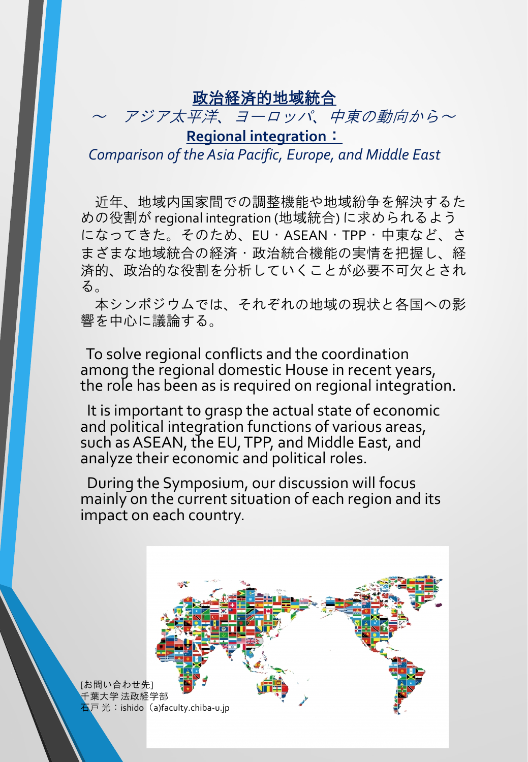# 政治経済的地域統合

*～　アジア太平洋、ヨーロッパ、中東の動向から～*

## Regional integration：

*Comparison of the Asia Pacific, Europe, and Middle East*

近年、地域内国家間での調整機能や地域紛争を解決するための役割が regional integration (地域統合) に求められるようになってきた。そのため、EU・ASEAN・TPP・中東など、さまざまな地域統合の経済・政治統合機能の実情を把握し、経済的、政治的な役割を分析していくことが必要不可欠とされる。

本シンポジウムでは、それぞれの地域の現状と各国への影響を中心に議論する。

To solve regional conflicts and the coordination among the regional domestic House in recent years, the role has been as is required on regional integration.

It is important to grasp the actual state of economic and political integration functions of various areas, such as ASEAN, the EU, TPP, and Middle East, and analyze their economic and political roles.

During the Symposium, our discussion will focus mainly on the current situation of each region and its impact on each country.

[お問い合わせ先]
千葉大学 法政経学部
石戸 光：ishido（a)faculty.chiba-u.jp